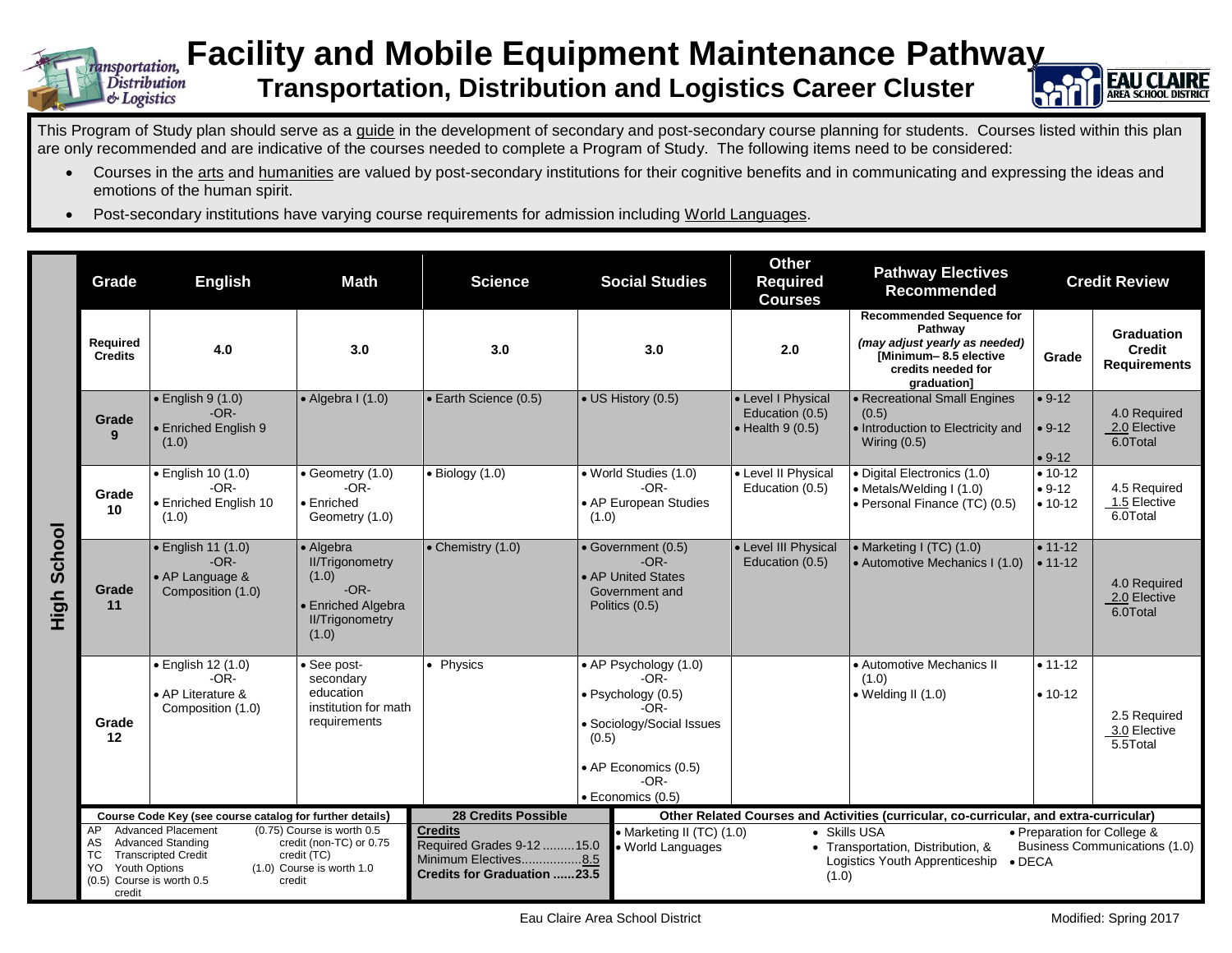# Facility and Mobile Equipment Maintenance Pathway

## Transportation, Distribution and Logistics Career Cluster

This Program of Study plan should serve as a guide in the development of secondary and post-secondary course planning for students. Courses listed within this plan are only recommended and are indicative of the courses needed to complete a Program of Study. The following items need to be considered:

- Courses in the arts and humanities are valued by post-secondary institutions for their cognitive benefits and in communicating and expressing the ideas and emotions of the human spirit.
- Post-secondary institutions have varying course requirements for admission including World Languages.

**High School**

| Grade | English | Math | Science | Social Studies | Other Required Courses | Pathway Electives Recommended | Credit Review | |
|---|---|---|---|---|---|---|---|---|
| **Required Credits** | **4.0** | **3.0** | **3.0** | **3.0** | **2.0** | **Recommended Sequence for Pathway** *(may adjust yearly as needed)* **[Minimum– 8.5 elective credits needed for graduation]** | **Grade** | **Graduation Credit Requirements** |
| **Grade 9** | • English 9 (1.0) -OR- • Enriched English 9 (1.0) | • Algebra I (1.0) | • Earth Science (0.5) | • US History (0.5) | • Level I Physical Education (0.5) • Health 9 (0.5) | • Recreational Small Engines (0.5) • Introduction to Electricity and Wiring (0.5) | • 9-12 • 9-12 • 9-12 | 4.0 Required 2.0 Elective 6.0Total |
| **Grade 10** | • English 10 (1.0) -OR- • Enriched English 10 (1.0) | • Geometry (1.0) -OR- • Enriched Geometry (1.0) | • Biology (1.0) | • World Studies (1.0) -OR- • AP European Studies (1.0) | • Level II Physical Education (0.5) | • Digital Electronics (1.0) • Metals/Welding I (1.0) • Personal Finance (TC) (0.5) | • 10-12 • 9-12 • 10-12 | 4.5 Required 1.5 Elective 6.0Total |
| **Grade 11** | • English 11 (1.0) -OR- • AP Language & Composition (1.0) | • Algebra II/Trigonometry (1.0) -OR- • Enriched Algebra II/Trigonometry (1.0) | • Chemistry (1.0) | • Government (0.5) -OR- • AP United States Government and Politics (0.5) | • Level III Physical Education (0.5) | • Marketing I (TC) (1.0) • Automotive Mechanics I (1.0) | • 11-12 • 11-12 | 4.0 Required 2.0 Elective 6.0Total |
| **Grade 12** | • English 12 (1.0) -OR- • AP Literature & Composition (1.0) | • See post-secondary education institution for math requirements | • Physics | • AP Psychology (1.0) -OR- • Psychology (0.5) -OR- • Sociology/Social Issues (0.5) • AP Economics (0.5) -OR- • Economics (0.5) | | • Automotive Mechanics II (1.0) • Welding II (1.0) | • 11-12 • 10-12 | 2.5 Required 3.0 Elective 5.5Total |

**Course Code Key (see course catalog for further details)**

- AP Advanced Placement
- AS Advanced Standing
- TC Transcripted Credit
- YO Youth Options
- (0.5) Course is worth 0.5 credit
- (0.75) Course is worth 0.5 credit (non-TC) or 0.75 credit (TC)
- (1.0) Course is worth 1.0 credit

**28 Credits Possible**

**Credits**
Required Grades 9-12 .........15.0
Minimum Electives.................8.5
**Credits for Graduation ......23.5**

**Other Related Courses and Activities (curricular, co-curricular, and extra-curricular)**

- Marketing II (TC) (1.0)
- World Languages
- Skills USA
- Transportation, Distribution, & Logistics Youth Apprenticeship (1.0)
- Preparation for College & Business Communications (1.0)
- DECA

Eau Claire Area School District

Modified: Spring 2017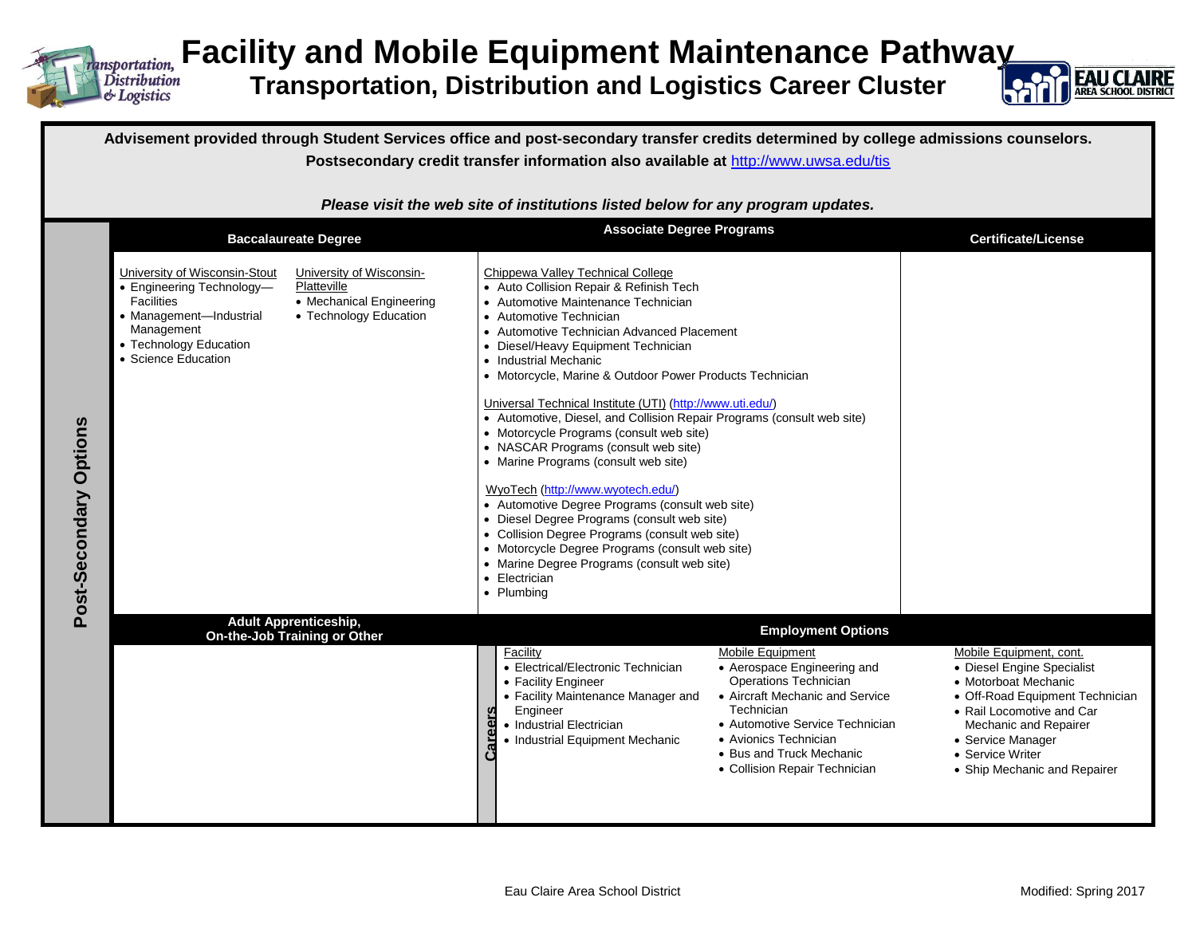# Facility and Mobile Equipment Maintenance Pathway

## Transportation, Distribution and Logistics Career Cluster

**Advisement provided through Student Services office and post-secondary transfer credits determined by college admissions counselors.**

**Postsecondary credit transfer information also available at http://www.uwsa.edu/tis**

***Please visit the web site of institutions listed below for any program updates.***

## Post-Secondary Options

### Baccalaureate Degree

University of Wisconsin-Stout
- Engineering Technology—Facilities
- Management—Industrial Management
- Technology Education
- Science Education

University of Wisconsin-Platteville
- Mechanical Engineering
- Technology Education

### Associate Degree Programs

Chippewa Valley Technical College
- Auto Collision Repair & Refinish Tech
- Automotive Maintenance Technician
- Automotive Technician
- Automotive Technician Advanced Placement
- Diesel/Heavy Equipment Technician
- Industrial Mechanic
- Motorcycle, Marine & Outdoor Power Products Technician

Universal Technical Institute (UTI) (http://www.uti.edu/)
- Automotive, Diesel, and Collision Repair Programs (consult web site)
- Motorcycle Programs (consult web site)
- NASCAR Programs (consult web site)
- Marine Programs (consult web site)

WyoTech (http://www.wyotech.edu/)
- Automotive Degree Programs (consult web site)
- Diesel Degree Programs (consult web site)
- Collision Degree Programs (consult web site)
- Motorcycle Degree Programs (consult web site)
- Marine Degree Programs (consult web site)
- Electrician
- Plumbing

### Certificate/License

### Adult Apprenticeship, On-the-Job Training or Other

### Employment Options

**Careers**

Facility
- Electrical/Electronic Technician
- Facility Engineer
- Facility Maintenance Manager and Engineer
- Industrial Electrician
- Industrial Equipment Mechanic

Mobile Equipment
- Aerospace Engineering and Operations Technician
- Aircraft Mechanic and Service Technician
- Automotive Service Technician
- Avionics Technician
- Bus and Truck Mechanic
- Collision Repair Technician

Mobile Equipment, cont.
- Diesel Engine Specialist
- Motorboat Mechanic
- Off-Road Equipment Technician
- Rail Locomotive and Car Mechanic and Repairer
- Service Manager
- Service Writer
- Ship Mechanic and Repairer

Eau Claire Area School District

Modified: Spring 2017